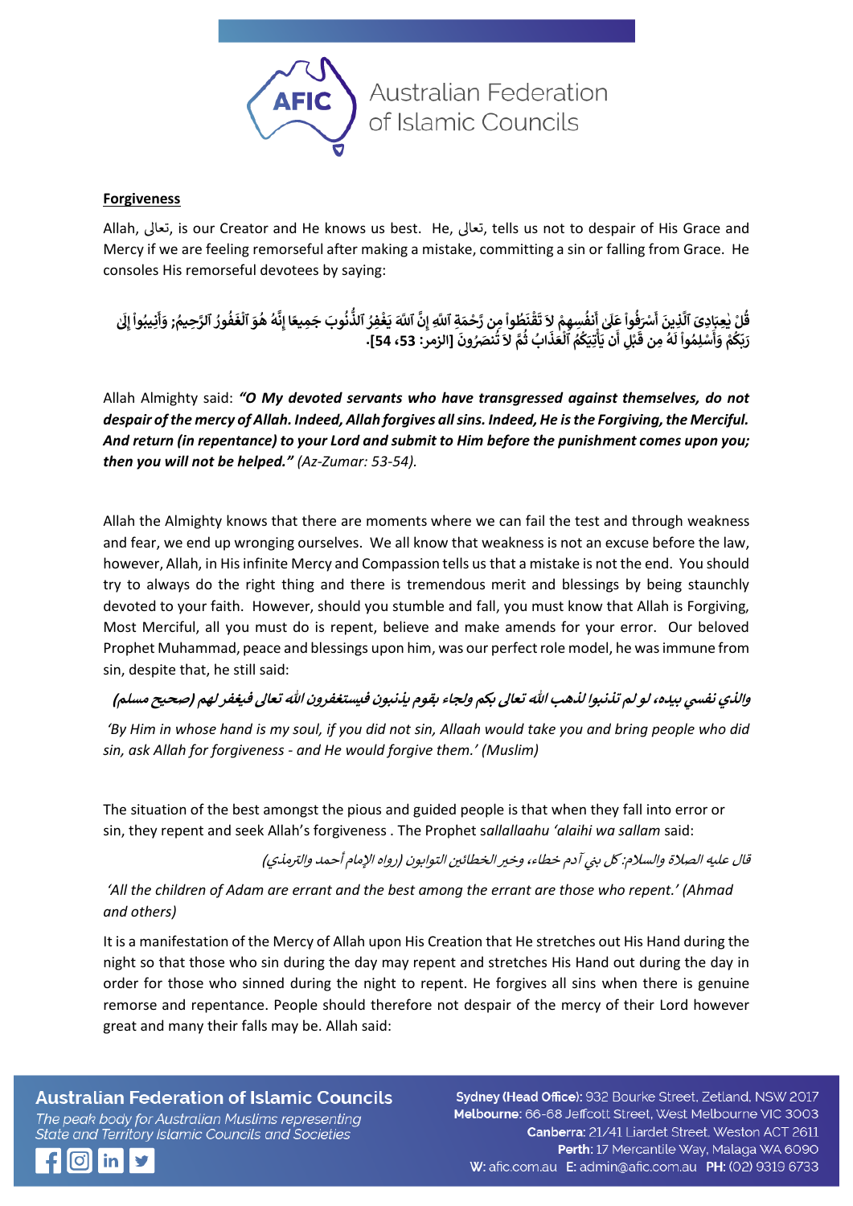**Forgiveness**

Allah, تعالى, is our Creator and He knows us best. He, تعالى, tells us not to despair of His Grace and Mercy if we are feeling remorseful after making a mistake, committing a sin or falling from Grace. He consoles His remorseful devotees by saying:

قُلْ يٰعِبَادِيَ ٱلَّذِينَ أَسْرَفُواْ عَلَىٰٓ أَنفُسِهِمْ لَا تَقْنَطُواْ مِن رَّحْمَةِ ٱللَّهِ إِنَّ ٱللَّهَ يَغْفِرُ ٱلذُّنُوبَ جَمِيعًا إِنَّهُۥ هُوَ ٱلْغَفُورُ ٱلرَّحِيمُ; وَأَنِيبُوٓاْ إِلَىٰ رَبِّكُمْ وَأَسْلِمُواْ لَهُۥ مِن قَبْلِ أَن يَأْتِيَكُمُ ٱلْعَذَابُ ثُمَّ لَا تُنصَرُونَ [الزمر: 53، 54].

Allah Almighty said: ***"O My devoted servants who have transgressed against themselves, do not despair of the mercy of Allah. Indeed, Allah forgives all sins. Indeed, He is the Forgiving, the Merciful. And return (in repentance) to your Lord and submit to Him before the punishment comes upon you; then you will not be helped."*** *(Az-Zumar: 53-54).*

Allah the Almighty knows that there are moments where we can fail the test and through weakness and fear, we end up wronging ourselves. We all know that weakness is not an excuse before the law, however, Allah, in His infinite Mercy and Compassion tells us that a mistake is not the end. You should try to always do the right thing and there is tremendous merit and blessings by being staunchly devoted to your faith. However, should you stumble and fall, you must know that Allah is Forgiving, Most Merciful, all you must do is repent, believe and make amends for your error. Our beloved Prophet Muhammad, peace and blessings upon him, was our perfect role model, he was immune from sin, despite that, he still said:

***والذي نفسي بيده، لو لم تذنبوا لذهب الله تعالى بكم ولجاء بقوم يذنبون فيستغفرون الله تعالى فيغفر لهم (صحيح مسلم)***

*'By Him in whose hand is my soul, if you did not sin, Allaah would take you and bring people who did sin, ask Allah for forgiveness - and He would forgive them.' (Muslim)*

The situation of the best amongst the pious and guided people is that when they fall into error or sin, they repent and seek Allah's forgiveness . The Prophet s*allallaahu 'alaihi wa sallam* said:

*قال عليه الصلاة والسلام: كل بني آدم خطاء، وخير الخطائين التوابون (رواه الإمام أحمد والترمذي)*

*'All the children of Adam are errant and the best among the errant are those who repent.' (Ahmad and others)*

It is a manifestation of the Mercy of Allah upon His Creation that He stretches out His Hand during the night so that those who sin during the day may repent and stretches His Hand out during the day in order for those who sinned during the night to repent. He forgives all sins when there is genuine remorse and repentance. People should therefore not despair of the mercy of their Lord however great and many their falls may be. Allah said: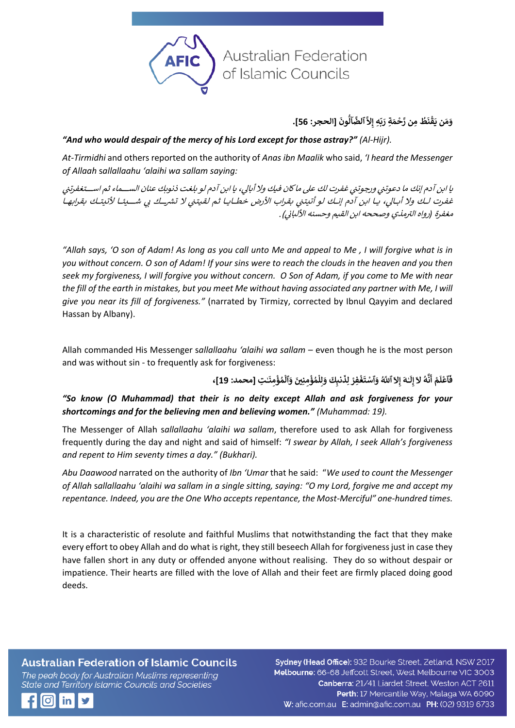**وَمَن يَقْنَطُ مِن رَّحْمَةِ رَبِّهِ إِلاَّ ٱلضَّآلُّونَ [الحجر: 56].**

***"And who would despair of the mercy of his Lord except for those astray?"*** *(Al-Hijr).*

*At-Tirmidhi* and others reported on the authority of *Anas ibn Maalik* who said, *'I heard the Messenger of Allaah sallallaahu 'alaihi wa sallam saying:*

*يا ابن آدم إنك ما دعوتني ورجوتني غفرت لك على ماكان فيك ولا أبالي، يا ابن آدم لو بلغت ذنوبك عنان السماء ثم استغفرتني غفرت لك ولا أبالي، يا ابن آدم إنك لو أتيتني بقراب الأرض خطايا ثم لقيتني لا تشرك بي شيئا لأتيتك بقرابها مغفرة (رواه الترمذي وصححه ابن القيم وحسنه الألباني).*

*"Allah says, 'O son of Adam! As long as you call unto Me and appeal to Me , I will forgive what is in you without concern. O son of Adam! If your sins were to reach the clouds in the heaven and you then seek my forgiveness, I will forgive you without concern. O Son of Adam, if you come to Me with near the fill of the earth in mistakes, but you meet Me without having associated any partner with Me, I will give you near its fill of forgiveness."* (narrated by Tirmizy, corrected by Ibnul Qayyim and declared Hassan by Albany).

Allah commanded His Messenger s*allallaahu 'alaihi wa sallam* – even though he is the most person and was without sin - to frequently ask for forgiveness:

**فَٱعْلَمْ أَنَّهُ لاَ إِلَـٰهَ إِلاَّ ٱللَّهُ وَٱسْتَغْفِرْ لِذَنبِكَ وَلِلْمُؤْمِنِينَ وَٱلْمُؤْمِنَـٰتِ [محمد: 19]،**

***"So know (O Muhammad) that their is no deity except Allah and ask forgiveness for your shortcomings and for the believing men and believing women."*** *(Muhammad: 19).*

The Messenger of Allah s*allallaahu 'alaihi wa sallam*, therefore used to ask Allah for forgiveness frequently during the day and night and said of himself: *"I swear by Allah, I seek Allah's forgiveness and repent to Him seventy times a day." (Bukhari).*

*Abu Daawood* narrated on the authority of *Ibn 'Umar* that he said: "*We used to count the Messenger of Allah sallallaahu 'alaihi wa sallam in a single sitting, saying: "O my Lord, forgive me and accept my repentance. Indeed, you are the One Who accepts repentance, the Most-Merciful" one-hundred times.*

It is a characteristic of resolute and faithful Muslims that notwithstanding the fact that they make every effort to obey Allah and do what is right, they still beseech Allah for forgiveness just in case they have fallen short in any duty or offended anyone without realising. They do so without despair or impatience. Their hearts are filled with the love of Allah and their feet are firmly placed doing good deeds.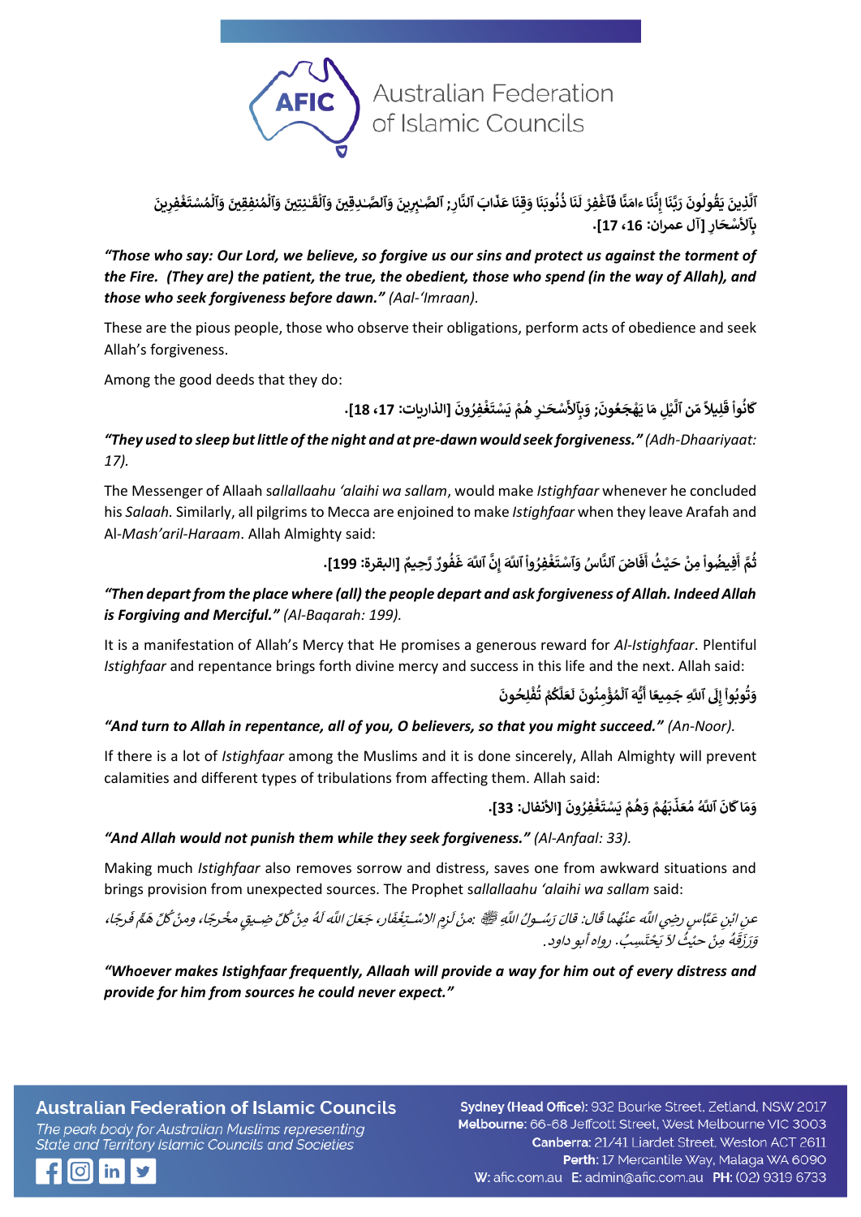ٱلَّذِينَ يَقُولُونَ رَبَّنَآ إِنَّنَآ ءَامَنَّا فَٱغْفِرْ لَنَا ذُنُوبَنَا وَقِنَا عَذَابَ ٱلنَّارِ ; ٱلصَّٰبِرِينَ وَٱلصَّٰدِقِينَ وَٱلْقَٰنِتِينَ وَٱلْمُنفِقِينَ وَٱلْمُسْتَغْفِرِينَ بِٱلْأَسْحَارِ [آل عمران: 16، 17].

***"Those who say: Our Lord, we believe, so forgive us our sins and protect us against the torment of the Fire. (They are) the patient, the true, the obedient, those who spend (in the way of Allah), and those who seek forgiveness before dawn."*** *(Aal-'Imraan).*

These are the pious people, those who observe their obligations, perform acts of obedience and seek Allah's forgiveness.

Among the good deeds that they do:

كَانُواْ قَلِيلاً مِّنَ ٱلَّيْلِ مَا يَهْجَعُونَ; وَبِٱلْأَسْحَٰرِ هُمْ يَسْتَغْفِرُونَ [الذاريات: 17، 18].

***"They used to sleep but little of the night and at pre-dawn would seek forgiveness."*** *(Adh-Dhaariyaat: 17).*

The Messenger of Allaah s*allallaahu 'alaihi wa sallam*, would make *Istighfaar* whenever he concluded his *Salaah.* Similarly, all pilgrims to Mecca are enjoined to make *Istighfaar* when they leave Arafah and Al-*Mash'aril-Haraam*. Allah Almighty said:

ثُمَّ أَفِيضُواْ مِنْ حَيْثُ أَفَاضَ ٱلنَّاسُ وَٱسْتَغْفِرُواْ ٱللَّهَ إِنَّ ٱللَّهَ غَفُورٌ رَّحِيمٌ [البقرة: 199].

***"Then depart from the place where (all) the people depart and ask forgiveness of Allah. Indeed Allah is Forgiving and Merciful."*** *(Al-Baqarah: 199).*

It is a manifestation of Allah's Mercy that He promises a generous reward for *Al-Istighfaar*. Plentiful *Istighfaar* and repentance brings forth divine mercy and success in this life and the next. Allah said:

وَتُوبُواْ إِلَى ٱللَّهِ جَمِيعًا أَيُّهَ ٱلْمُؤْمِنُونَ لَعَلَّكُمْ تُفْلِحُونَ

***"And turn to Allah in repentance, all of you, O believers, so that you might succeed."*** *(An-Noor).*

If there is a lot of *Istighfaar* among the Muslims and it is done sincerely, Allah Almighty will prevent calamities and different types of tribulations from affecting them. Allah said:

وَمَا كَانَ ٱللَّهُ مُعَذِّبَهُمْ وَهُمْ يَسْتَغْفِرُونَ [الأنفال: 33].

***"And Allah would not punish them while they seek forgiveness."*** *(Al-Anfaal: 33).*

Making much *Istighfaar* also removes sorrow and distress, saves one from awkward situations and brings provision from unexpected sources. The Prophet s*allallaahu 'alaihi wa sallam* said:

عن ابْنِ عَبَّاسٍ رضي الله عنهما قَال: قَالَ رَسُولُ اللَّهِ ﷺ :مَنْ لَزِمَ الاسْتِغْفَارَ، جَعَلَ اللَّه لَهُ مِنْ كُلِّ ضِيقٍ مخْرجًا، ومنْ كُلِّ هَمٍّ فَرجًا، وَرَزَقَهُ مِنْ حيْثُ لاَ يَحْتَسِبُ. رواه أبو داود.

***"Whoever makes Istighfaar frequently, Allaah will provide a way for him out of every distress and provide for him from sources he could never expect."***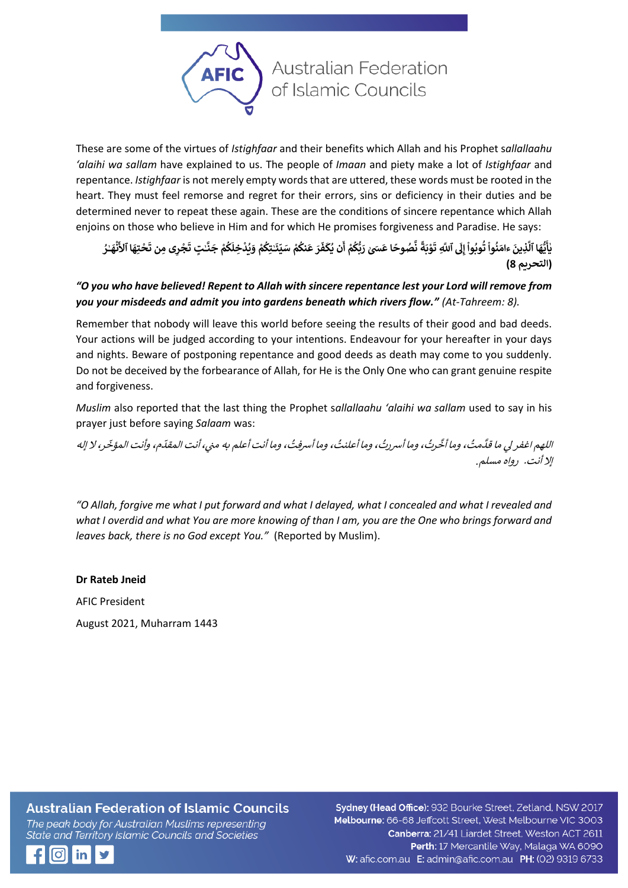These are some of the virtues of *Istighfaar* and their benefits which Allah and his Prophet s*allallaahu 'alaihi wa sallam* have explained to us. The people of *Imaan* and piety make a lot of *Istighfaar* and repentance. *Istighfaar* is not merely empty words that are uttered, these words must be rooted in the heart. They must feel remorse and regret for their errors, sins or deficiency in their duties and be determined never to repeat these again. These are the conditions of sincere repentance which Allah enjoins on those who believe in Him and for which He promises forgiveness and Paradise. He says:

**يَٰٓأَيُّهَا ٱلَّذِينَ ءَامَنُوا۟ تُوبُوٓا۟ إِلَى ٱللَّهِ تَوْبَةً نَّصُوحًا عَسَىٰ رَبُّكُمْ أَن يُكَفِّرَ عَنكُمْ سَيِّـَٔاتِكُمْ وَيُدْخِلَكُمْ جَنَّٰتٍ تَجْرِى مِن تَحْتِهَا ٱلْأَنْهَٰرُ (التحريم 8)**

***"O you who have believed! Repent to Allah with sincere repentance lest your Lord will remove from you your misdeeds and admit you into gardens beneath which rivers flow."*** *(At-Tahreem: 8).*

Remember that nobody will leave this world before seeing the results of their good and bad deeds. Your actions will be judged according to your intentions. Endeavour for your hereafter in your days and nights. Beware of postponing repentance and good deeds as death may come to you suddenly. Do not be deceived by the forbearance of Allah, for He is the Only One who can grant genuine respite and forgiveness.

*Muslim* also reported that the last thing the Prophet s*allallaahu 'alaihi wa sallam* used to say in his prayer just before saying *Salaam* was:

*اللهم اغفر لي ما قدَّمتُ، وما أخَّرتُ، وما أسررتُ، وما أعلنتُ، وما أسرفتُ، وما أنت أعلم به مني، أنت المقدّم، وأنت المؤخّر، لا إله إلا أنت. رواه مسلم.*

*"O Allah, forgive me what I put forward and what I delayed, what I concealed and what I revealed and what I overdid and what You are more knowing of than I am, you are the One who brings forward and leaves back, there is no God except You."* (Reported by Muslim).

**Dr Rateb Jneid**

AFIC President

August 2021, Muharram 1443